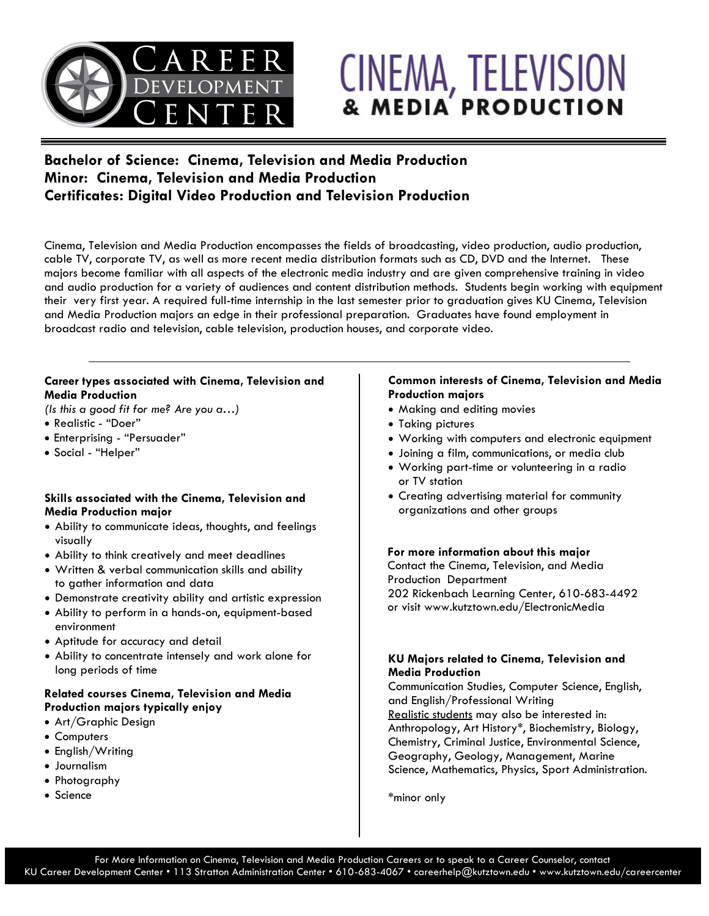# Career Development Center

# CINEMA, TELEVISION & MEDIA PRODUCTION

**Bachelor of Science: Cinema, Television and Media Production**
**Minor: Cinema, Television and Media Production**
**Certificates: Digital Video Production and Television Production**

Cinema, Television and Media Production encompasses the fields of broadcasting, video production, audio production, cable TV, corporate TV, as well as more recent media distribution formats such as CD, DVD and the Internet. These majors become familiar with all aspects of the electronic media industry and are given comprehensive training in video and audio production for a variety of audiences and content distribution methods. Students begin working with equipment their very first year. A required full-time internship in the last semester prior to graduation gives KU Cinema, Television and Media Production majors an edge in their professional preparation. Graduates have found employment in broadcast radio and television, cable television, production houses, and corporate video.

---

**Career types associated with Cinema, Television and Media Production**

*(Is this a good fit for me? Are you a…)*

- Realistic - "Doer"
- Enterprising - "Persuader"
- Social - "Helper"

**Skills associated with the Cinema, Television and Media Production major**

- Ability to communicate ideas, thoughts, and feelings visually
- Ability to think creatively and meet deadlines
- Written & verbal communication skills and ability to gather information and data
- Demonstrate creativity ability and artistic expression
- Ability to perform in a hands-on, equipment-based environment
- Aptitude for accuracy and detail
- Ability to concentrate intensely and work alone for long periods of time

**Related courses Cinema, Television and Media Production majors typically enjoy**

- Art/Graphic Design
- Computers
- English/Writing
- Journalism
- Photography
- Science

**Common interests of Cinema, Television and Media Production majors**

- Making and editing movies
- Taking pictures
- Working with computers and electronic equipment
- Joining a film, communications, or media club
- Working part-time or volunteering in a radio or TV station
- Creating advertising material for community organizations and other groups

**For more information about this major**

Contact the Cinema, Television, and Media Production Department
202 Rickenbach Learning Center, 610-683-4492
or visit www.kutztown.edu/ElectronicMedia

**KU Majors related to Cinema, Television and Media Production**

Communication Studies, Computer Science, English, and English/Professional Writing
Realistic students may also be interested in: Anthropology, Art History*, Biochemistry, Biology, Chemistry, Criminal Justice, Environmental Science, Geography, Geology, Management, Marine Science, Mathematics, Physics, Sport Administration.

*minor only

For More Information on Cinema, Television and Media Production Careers or to speak to a Career Counselor, contact
KU Career Development Center • 113 Stratton Administration Center • 610-683-4067 • careerhelp@kutztown.edu • www.kutztown.edu/careercenter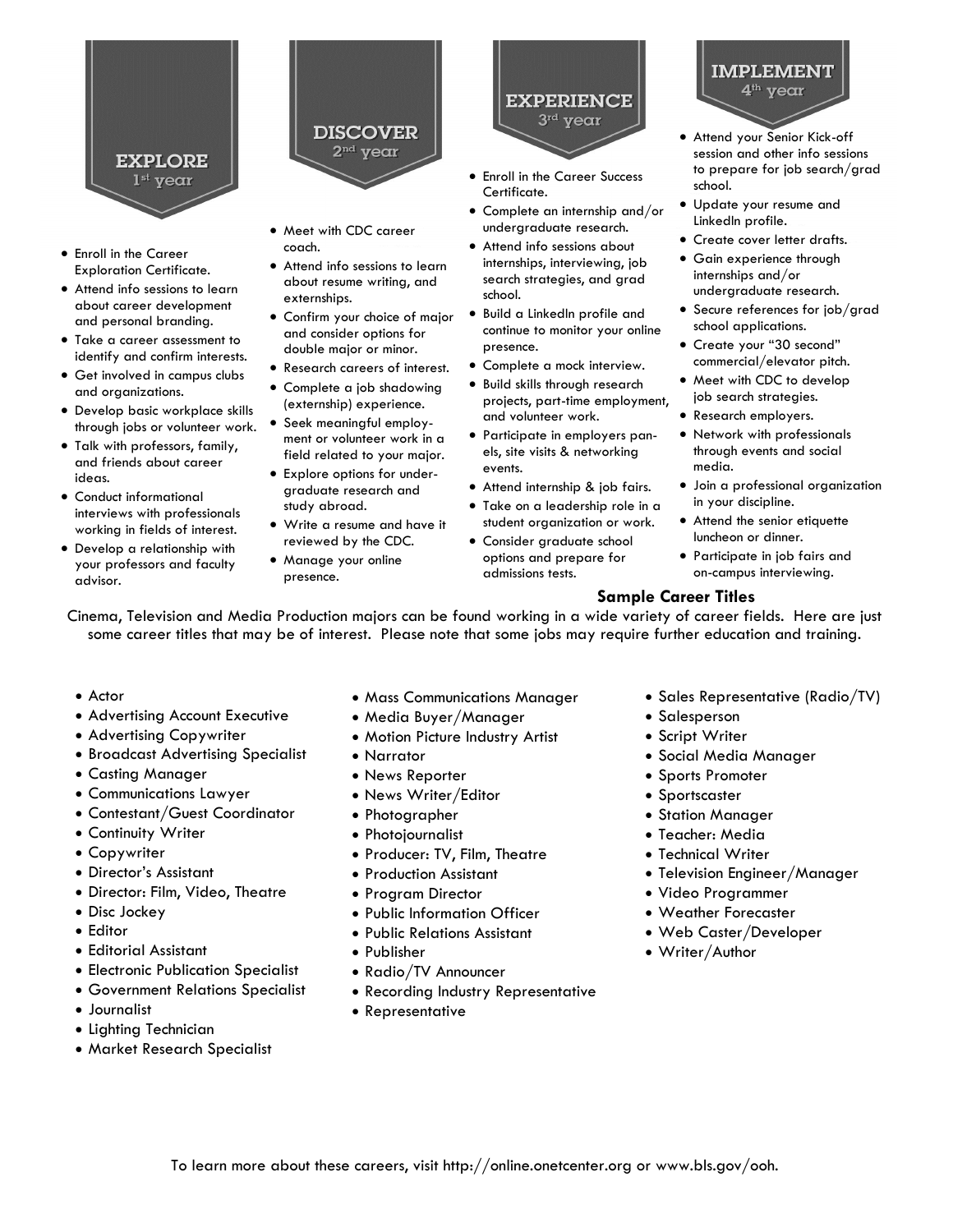## EXPLORE
### 1st year

- Enroll in the Career Exploration Certificate.
- Attend info sessions to learn about career development and personal branding.
- Take a career assessment to identify and confirm interests.
- Get involved in campus clubs and organizations.
- Develop basic workplace skills through jobs or volunteer work.
- Talk with professors, family, and friends about career ideas.
- Conduct informational interviews with professionals working in fields of interest.
- Develop a relationship with your professors and faculty advisor.

## DISCOVER
### 2nd year

- Meet with CDC career coach.
- Attend info sessions to learn about resume writing, and externships.
- Confirm your choice of major and consider options for double major or minor.
- Research careers of interest.
- Complete a job shadowing (externship) experience.
- Seek meaningful employment or volunteer work in a field related to your major.
- Explore options for undergraduate research and study abroad.
- Write a resume and have it reviewed by the CDC.
- Manage your online presence.

## EXPERIENCE
### 3rd year

- Enroll in the Career Success Certificate.
- Complete an internship and/or undergraduate research.
- Attend info sessions about internships, interviewing, job search strategies, and grad school.
- Build a LinkedIn profile and continue to monitor your online presence.
- Complete a mock interview.
- Build skills through research projects, part-time employment, and volunteer work.
- Participate in employers panels, site visits & networking events.
- Attend internship & job fairs.
- Take on a leadership role in a student organization or work.
- Consider graduate school options and prepare for admissions tests.

## IMPLEMENT
### 4th year

- Attend your Senior Kick-off session and other info sessions to prepare for job search/grad school.
- Update your resume and LinkedIn profile.
- Create cover letter drafts.
- Gain experience through internships and/or undergraduate research.
- Secure references for job/grad school applications.
- Create your "30 second" commercial/elevator pitch.
- Meet with CDC to develop job search strategies.
- Research employers.
- Network with professionals through events and social media.
- Join a professional organization in your discipline.
- Attend the senior etiquette luncheon or dinner.
- Participate in job fairs and on-campus interviewing.

## Sample Career Titles

Cinema, Television and Media Production majors can be found working in a wide variety of career fields. Here are just some career titles that may be of interest. Please note that some jobs may require further education and training.

- Actor
- Advertising Account Executive
- Advertising Copywriter
- Broadcast Advertising Specialist
- Casting Manager
- Communications Lawyer
- Contestant/Guest Coordinator
- Continuity Writer
- Copywriter
- Director's Assistant
- Director: Film, Video, Theatre
- Disc Jockey
- Editor
- Editorial Assistant
- Electronic Publication Specialist
- Government Relations Specialist
- Journalist
- Lighting Technician
- Market Research Specialist
- Mass Communications Manager
- Media Buyer/Manager
- Motion Picture Industry Artist
- Narrator
- News Reporter
- News Writer/Editor
- Photographer
- Photojournalist
- Producer: TV, Film, Theatre
- Production Assistant
- Program Director
- Public Information Officer
- Public Relations Assistant
- Publisher
- Radio/TV Announcer
- Recording Industry Representative
- Representative
- Sales Representative (Radio/TV)
- Salesperson
- Script Writer
- Social Media Manager
- Sports Promoter
- Sportscaster
- Station Manager
- Teacher: Media
- Technical Writer
- Television Engineer/Manager
- Video Programmer
- Weather Forecaster
- Web Caster/Developer
- Writer/Author

To learn more about these careers, visit http://online.onetcenter.org or www.bls.gov/ooh.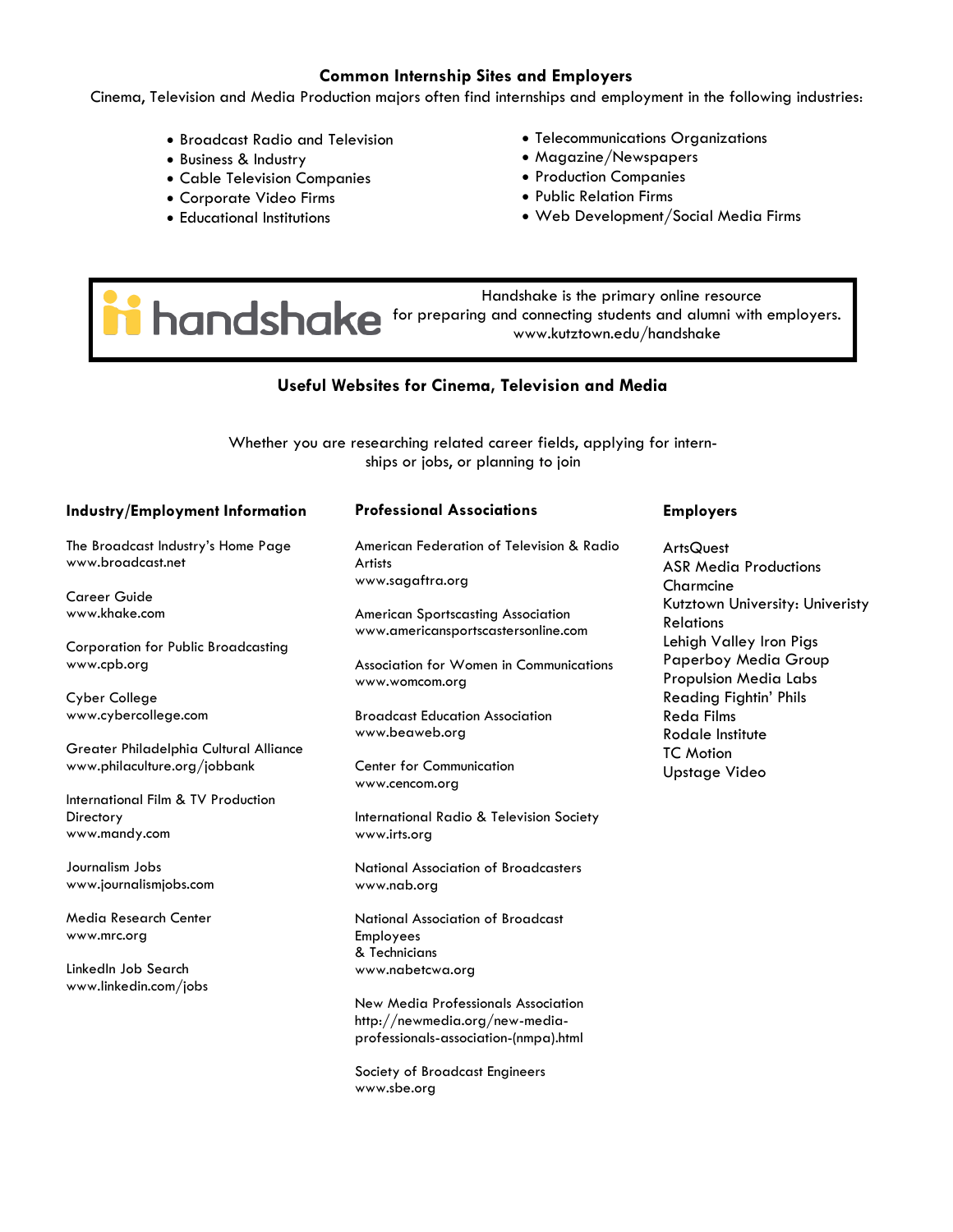## Common Internship Sites and Employers

Cinema, Television and Media Production majors often find internships and employment in the following industries:

- Broadcast Radio and Television
- Business & Industry
- Cable Television Companies
- Corporate Video Firms
- Educational Institutions
- Telecommunications Organizations
- Magazine/Newspapers
- Production Companies
- Public Relation Firms
- Web Development/Social Media Firms

handshake — Handshake is the primary online resource for preparing and connecting students and alumni with employers. www.kutztown.edu/handshake

## Useful Websites for Cinema, Television and Media

Whether you are researching related career fields, applying for internships or jobs, or planning to join

### Industry/Employment Information

The Broadcast Industry's Home Page
www.broadcast.net

Career Guide
www.khake.com

Corporation for Public Broadcasting
www.cpb.org

Cyber College
www.cybercollege.com

Greater Philadelphia Cultural Alliance
www.philaculture.org/jobbank

International Film & TV Production Directory
www.mandy.com

Journalism Jobs
www.journalismjobs.com

Media Research Center
www.mrc.org

LinkedIn Job Search
www.linkedin.com/jobs

### Professional Associations

American Federation of Television & Radio Artists
www.sagaftra.org

American Sportscasting Association
www.americansportscastersonline.com

Association for Women in Communications
www.womcom.org

Broadcast Education Association
www.beaweb.org

Center for Communication
www.cencom.org

International Radio & Television Society
www.irts.org

National Association of Broadcasters
www.nab.org

National Association of Broadcast Employees & Technicians
www.nabetcwa.org

New Media Professionals Association
http://newmedia.org/new-media-professionals-association-(nmpa).html

Society of Broadcast Engineers
www.sbe.org

### Employers

ArtsQuest
ASR Media Productions
Charmcine
Kutztown University: Univeristy Relations
Lehigh Valley Iron Pigs
Paperboy Media Group
Propulsion Media Labs
Reading Fightin' Phils
Reda Films
Rodale Institute
TC Motion
Upstage Video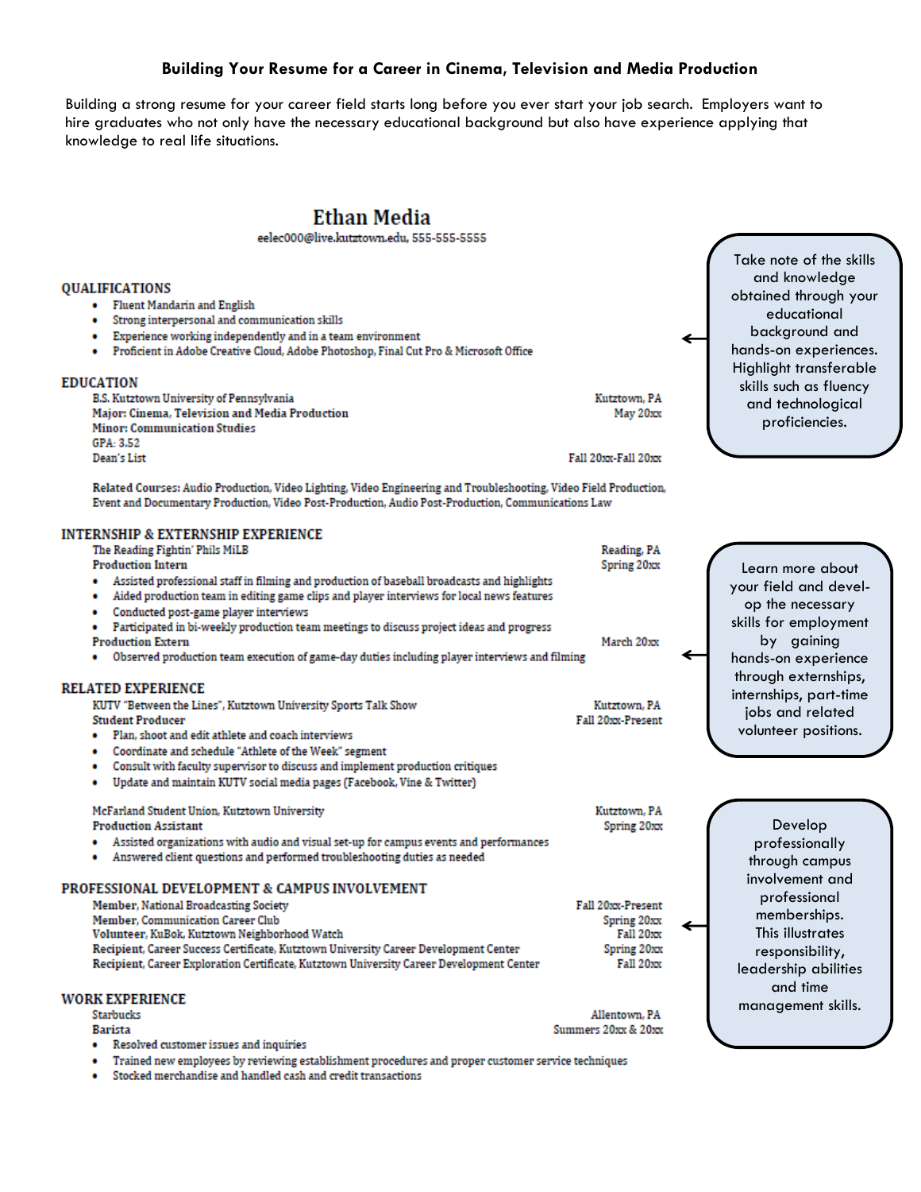**Building Your Resume for a Career in Cinema, Television and Media Production**

Building a strong resume for your career field starts long before you ever start your job search. Employers want to hire graduates who not only have the necessary educational background but also have experience applying that knowledge to real life situations.

# Ethan Media

eelec000@live.kutztown.edu, 555-555-5555

## QUALIFICATIONS

- Fluent Mandarin and English
- Strong interpersonal and communication skills
- Experience working independently and in a team environment
- Proficient in Adobe Creative Cloud, Adobe Photoshop, Final Cut Pro & Microsoft Office

> Take note of the skills and knowledge obtained through your educational background and hands-on experiences. Highlight transferable skills such as fluency and technological proficiencies.

## EDUCATION

**B.S. Kutztown University of Pennsylvania** — Kutztown, PA
**Major: Cinema, Television and Media Production** — May 20xx
**Minor: Communication Studies**
GPA: 3.52
Dean's List — Fall 20xx-Fall 20xx

**Related Courses:** Audio Production, Video Lighting, Video Engineering and Troubleshooting, Video Field Production, Event and Documentary Production, Video Post-Production, Audio Post-Production, Communications Law

## INTERNSHIP & EXTERNSHIP EXPERIENCE

The Reading Fightin' Phils MiLB — Reading, PA
**Production Intern** — Spring 20xx

- Assisted professional staff in filming and production of baseball broadcasts and highlights
- Aided production team in editing game clips and player interviews for local news features
- Conducted post-game player interviews
- Participated in bi-weekly production team meetings to discuss project ideas and progress

**Production Extern** — March 20xx

- Observed production team execution of game-day duties including player interviews and filming

> Learn more about your field and develop the necessary skills for employment by gaining hands-on experience through externships, internships, part-time jobs and related volunteer positions.

## RELATED EXPERIENCE

KUTV "Between the Lines", Kutztown University Sports Talk Show — Kutztown, PA
**Student Producer** — Fall 20xx-Present

- Plan, shoot and edit athlete and coach interviews
- Coordinate and schedule "Athlete of the Week" segment
- Consult with faculty supervisor to discuss and implement production critiques
- Update and maintain KUTV social media pages (Facebook, Vine & Twitter)

McFarland Student Union, Kutztown University — Kutztown, PA
**Production Assistant** — Spring 20xx

- Assisted organizations with audio and visual set-up for campus events and performances
- Answered client questions and performed troubleshooting duties as needed

## PROFESSIONAL DEVELOPMENT & CAMPUS INVOLVEMENT

**Member**, National Broadcasting Society — Fall 20xx-Present
**Member**, Communication Career Club — Spring 20xx
**Volunteer**, KuBok, Kutztown Neighborhood Watch — Fall 20xx
**Recipient**, Career Success Certificate, Kutztown University Career Development Center — Spring 20xx
**Recipient**, Career Exploration Certificate, Kutztown University Career Development Center — Fall 20xx

> Develop professionally through campus involvement and professional memberships. This illustrates responsibility, leadership abilities and time management skills.

## WORK EXPERIENCE

Starbucks — Allentown, PA
**Barista** — Summers 20xx & 20xx

- Resolved customer issues and inquiries
- Trained new employees by reviewing establishment procedures and proper customer service techniques
- Stocked merchandise and handled cash and credit transactions